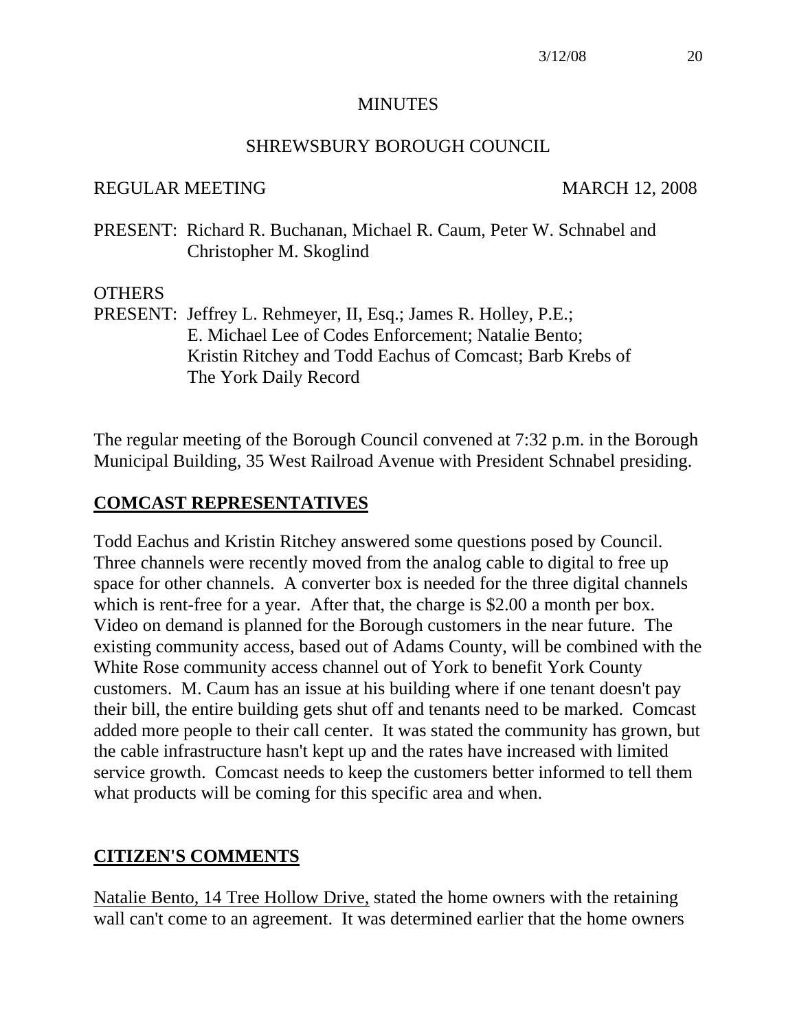# MINUTES

## SHREWSBURY BOROUGH COUNCIL

REGULAR MEETING MARCH 12, 2008

PRESENT: Richard R. Buchanan, Michael R. Caum, Peter W. Schnabel and Christopher M. Skoglind

OTHERS PRESENT: Jeffrey L. Rehmeyer, II, Esq.; James R. Holley, P.E.; E. Michael Lee of Codes Enforcement; Natalie Bento; Kristin Ritchey and Todd Eachus of Comcast; Barb Krebs of The York Daily Record

The regular meeting of the Borough Council convened at 7:32 p.m. in the Borough Municipal Building, 35 West Railroad Avenue with President Schnabel presiding.

**COMCAST REPRESENTATIVES**

Todd Eachus and Kristin Ritchey answered some questions posed by Council. Three channels were recently moved from the analog cable to digital to free up space for other channels. A converter box is needed for the three digital channels which is rent-free for a year. After that, the charge is $2.00 a month per box. Video on demand is planned for the Borough customers in the near future. The existing community access, based out of Adams County, will be combined with the White Rose community access channel out of York to benefit York County customers. M. Caum has an issue at his building where if one tenant doesn't pay their bill, the entire building gets shut off and tenants need to be marked. Comcast added more people to their call center. It was stated the community has grown, but the cable infrastructure hasn't kept up and the rates have increased with limited service growth. Comcast needs to keep the customers better informed to tell them what products will be coming for this specific area and when.

**CITIZEN'S COMMENTS**

Natalie Bento, 14 Tree Hollow Drive, stated the home owners with the retaining wall can't come to an agreement. It was determined earlier that the home owners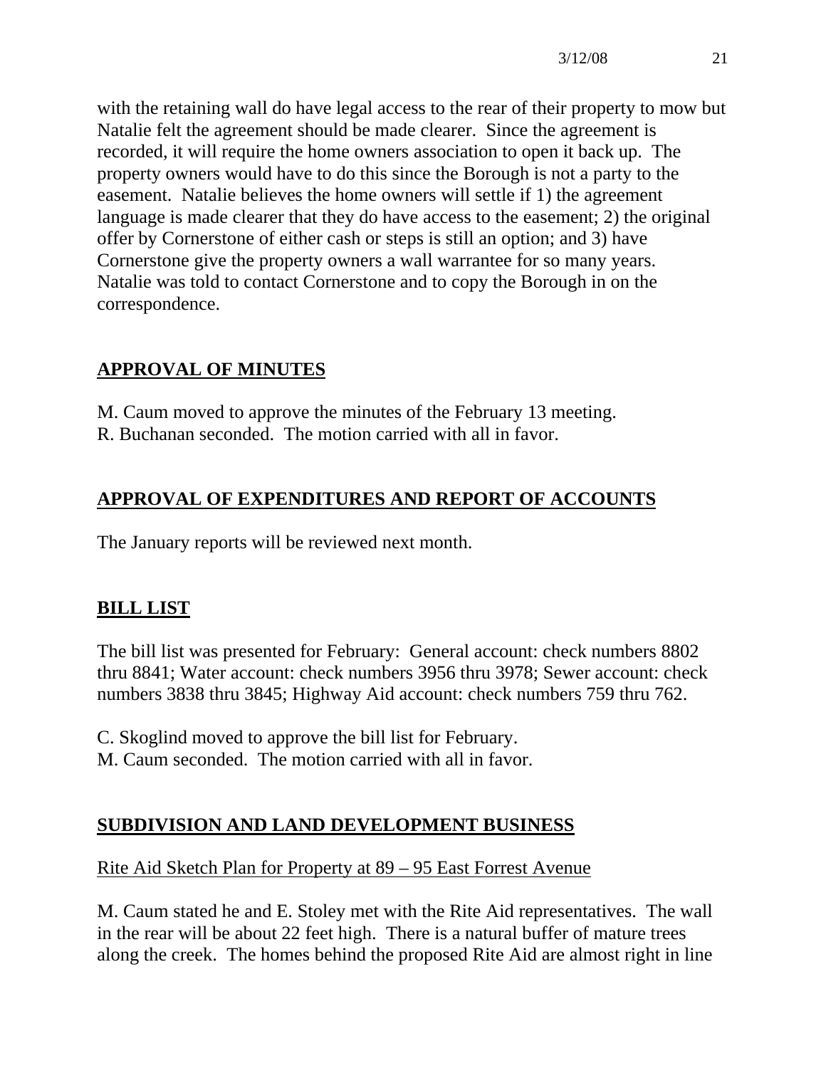with the retaining wall do have legal access to the rear of their property to mow but Natalie felt the agreement should be made clearer. Since the agreement is recorded, it will require the home owners association to open it back up. The property owners would have to do this since the Borough is not a party to the easement. Natalie believes the home owners will settle if 1) the agreement language is made clearer that they do have access to the easement; 2) the original offer by Cornerstone of either cash or steps is still an option; and 3) have Cornerstone give the property owners a wall warrantee for so many years. Natalie was told to contact Cornerstone and to copy the Borough in on the correspondence.

## APPROVAL OF MINUTES

M. Caum moved to approve the minutes of the February 13 meeting.
R. Buchanan seconded. The motion carried with all in favor.

## APPROVAL OF EXPENDITURES AND REPORT OF ACCOUNTS

The January reports will be reviewed next month.

## BILL LIST

The bill list was presented for February: General account: check numbers 8802 thru 8841; Water account: check numbers 3956 thru 3978; Sewer account: check numbers 3838 thru 3845; Highway Aid account: check numbers 759 thru 762.

C. Skoglind moved to approve the bill list for February.
M. Caum seconded. The motion carried with all in favor.

## SUBDIVISION AND LAND DEVELOPMENT BUSINESS

### Rite Aid Sketch Plan for Property at 89 – 95 East Forrest Avenue

M. Caum stated he and E. Stoley met with the Rite Aid representatives. The wall in the rear will be about 22 feet high. There is a natural buffer of mature trees along the creek. The homes behind the proposed Rite Aid are almost right in line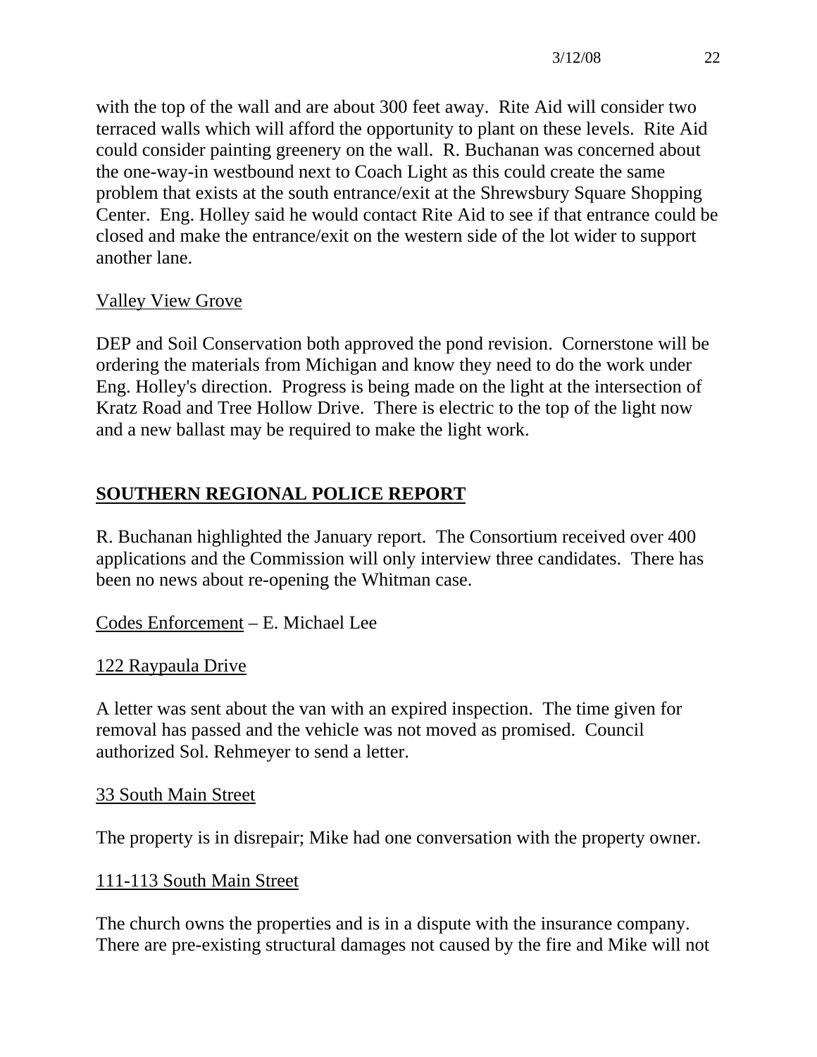with the top of the wall and are about 300 feet away. Rite Aid will consider two terraced walls which will afford the opportunity to plant on these levels. Rite Aid could consider painting greenery on the wall. R. Buchanan was concerned about the one-way-in westbound next to Coach Light as this could create the same problem that exists at the south entrance/exit at the Shrewsbury Square Shopping Center. Eng. Holley said he would contact Rite Aid to see if that entrance could be closed and make the entrance/exit on the western side of the lot wider to support another lane.

Valley View Grove

DEP and Soil Conservation both approved the pond revision. Cornerstone will be ordering the materials from Michigan and know they need to do the work under Eng. Holley's direction. Progress is being made on the light at the intersection of Kratz Road and Tree Hollow Drive. There is electric to the top of the light now and a new ballast may be required to make the light work.

## SOUTHERN REGIONAL POLICE REPORT

R. Buchanan highlighted the January report. The Consortium received over 400 applications and the Commission will only interview three candidates. There has been no news about re-opening the Whitman case.

Codes Enforcement – E. Michael Lee

122 Raypaula Drive

A letter was sent about the van with an expired inspection. The time given for removal has passed and the vehicle was not moved as promised. Council authorized Sol. Rehmeyer to send a letter.

33 South Main Street

The property is in disrepair; Mike had one conversation with the property owner.

111-113 South Main Street

The church owns the properties and is in a dispute with the insurance company. There are pre-existing structural damages not caused by the fire and Mike will not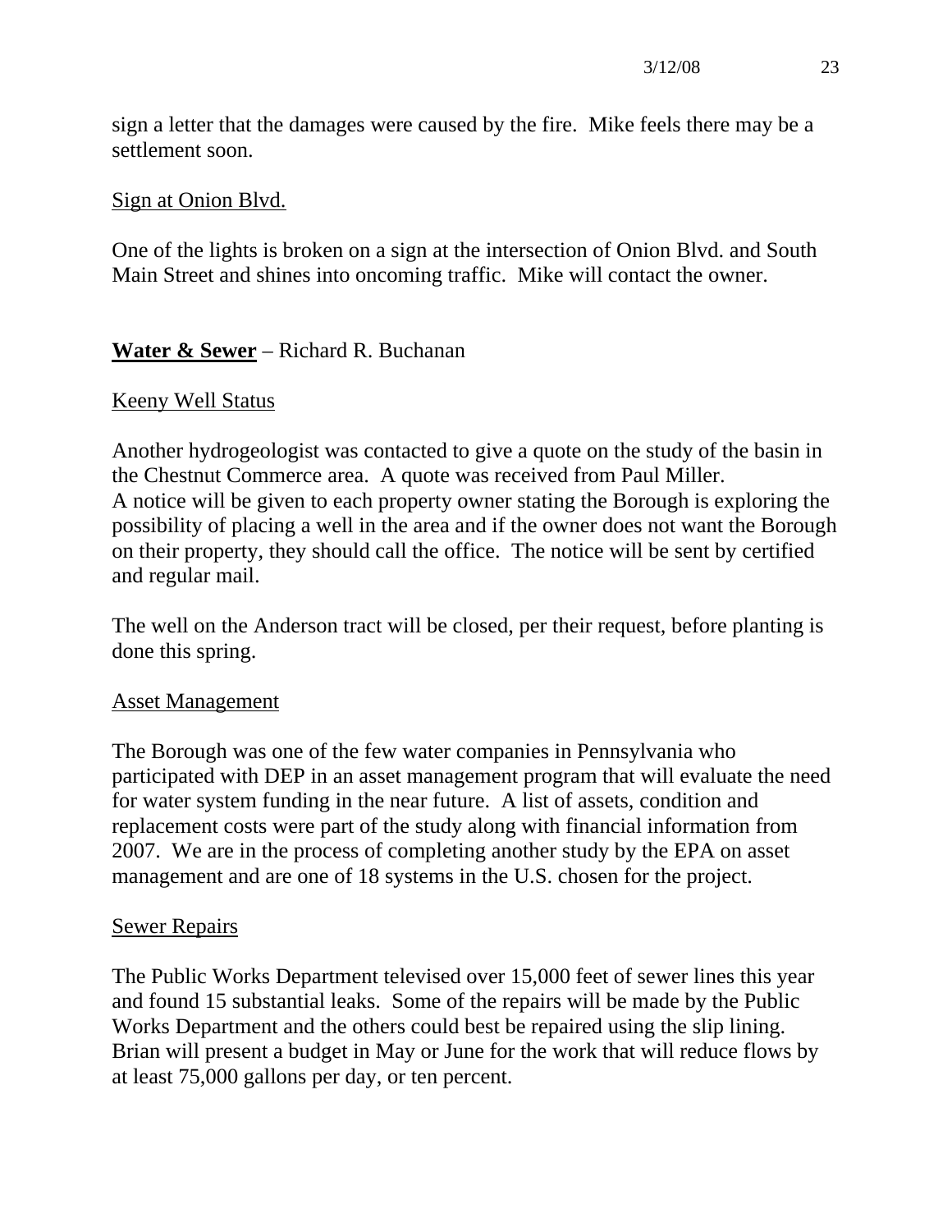sign a letter that the damages were caused by the fire. Mike feels there may be a settlement soon.

Sign at Onion Blvd.

One of the lights is broken on a sign at the intersection of Onion Blvd. and South Main Street and shines into oncoming traffic. Mike will contact the owner.

**Water & Sewer** – Richard R. Buchanan

Keeny Well Status

Another hydrogeologist was contacted to give a quote on the study of the basin in the Chestnut Commerce area. A quote was received from Paul Miller.
A notice will be given to each property owner stating the Borough is exploring the possibility of placing a well in the area and if the owner does not want the Borough on their property, they should call the office. The notice will be sent by certified and regular mail.

The well on the Anderson tract will be closed, per their request, before planting is done this spring.

Asset Management

The Borough was one of the few water companies in Pennsylvania who participated with DEP in an asset management program that will evaluate the need for water system funding in the near future. A list of assets, condition and replacement costs were part of the study along with financial information from 2007. We are in the process of completing another study by the EPA on asset management and are one of 18 systems in the U.S. chosen for the project.

Sewer Repairs

The Public Works Department televised over 15,000 feet of sewer lines this year and found 15 substantial leaks. Some of the repairs will be made by the Public Works Department and the others could best be repaired using the slip lining. Brian will present a budget in May or June for the work that will reduce flows by at least 75,000 gallons per day, or ten percent.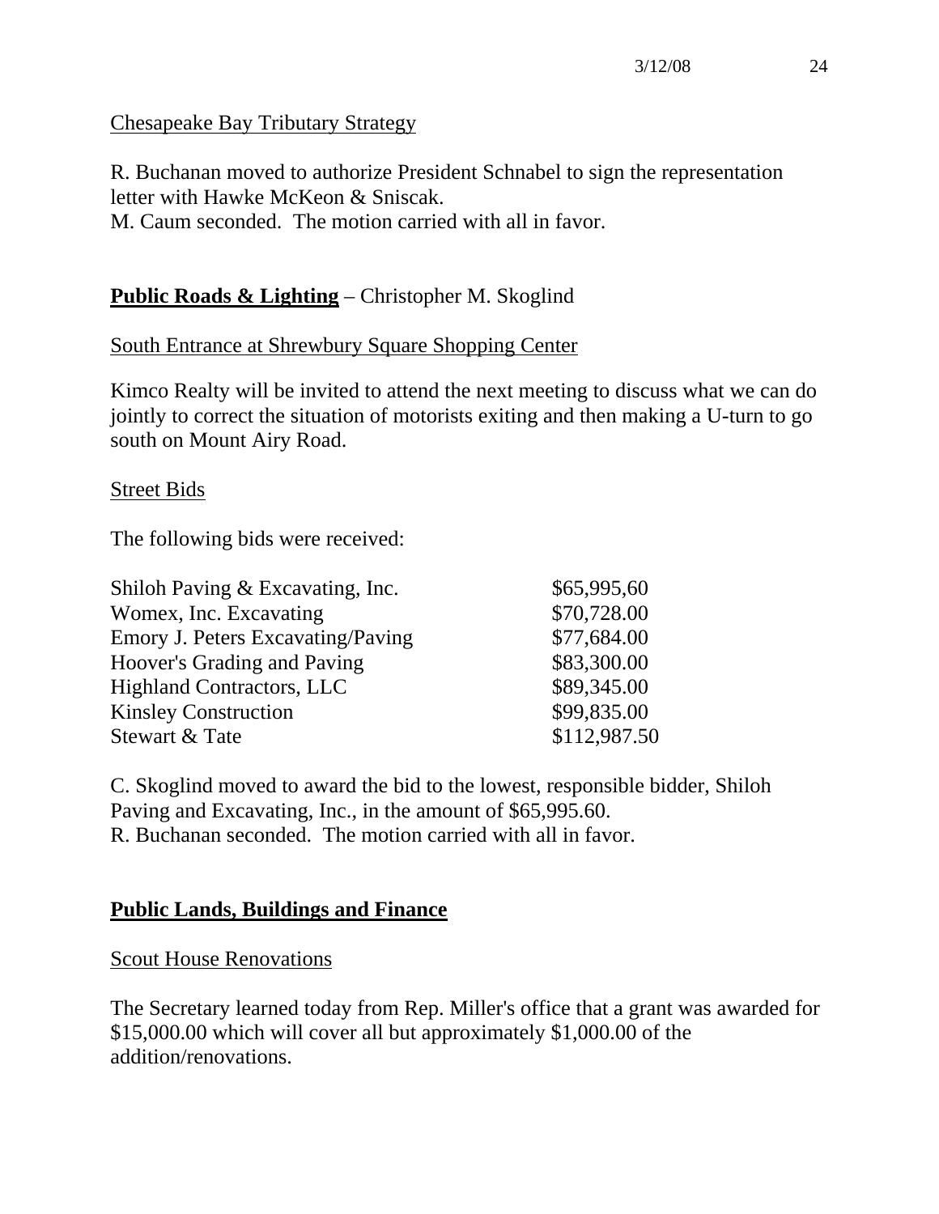Chesapeake Bay Tributary Strategy

R. Buchanan moved to authorize President Schnabel to sign the representation letter with Hawke McKeon & Sniscak.
M. Caum seconded. The motion carried with all in favor.

## **Public Roads & Lighting** – Christopher M. Skoglind

South Entrance at Shrewbury Square Shopping Center

Kimco Realty will be invited to attend the next meeting to discuss what we can do jointly to correct the situation of motorists exiting and then making a U-turn to go south on Mount Airy Road.

Street Bids

The following bids were received:

| | |
|---|---|
| Shiloh Paving & Excavating, Inc. | $65,995,60 |
| Womex, Inc. Excavating | $70,728.00 |
| Emory J. Peters Excavating/Paving | $77,684.00 |
| Hoover's Grading and Paving | $83,300.00 |
| Highland Contractors, LLC | $89,345.00 |
| Kinsley Construction | $99,835.00 |
| Stewart & Tate | $112,987.50 |

C. Skoglind moved to award the bid to the lowest, responsible bidder, Shiloh Paving and Excavating, Inc., in the amount of $65,995.60.
R. Buchanan seconded. The motion carried with all in favor.

## **Public Lands, Buildings and Finance**

Scout House Renovations

The Secretary learned today from Rep. Miller's office that a grant was awarded for $15,000.00 which will cover all but approximately $1,000.00 of the addition/renovations.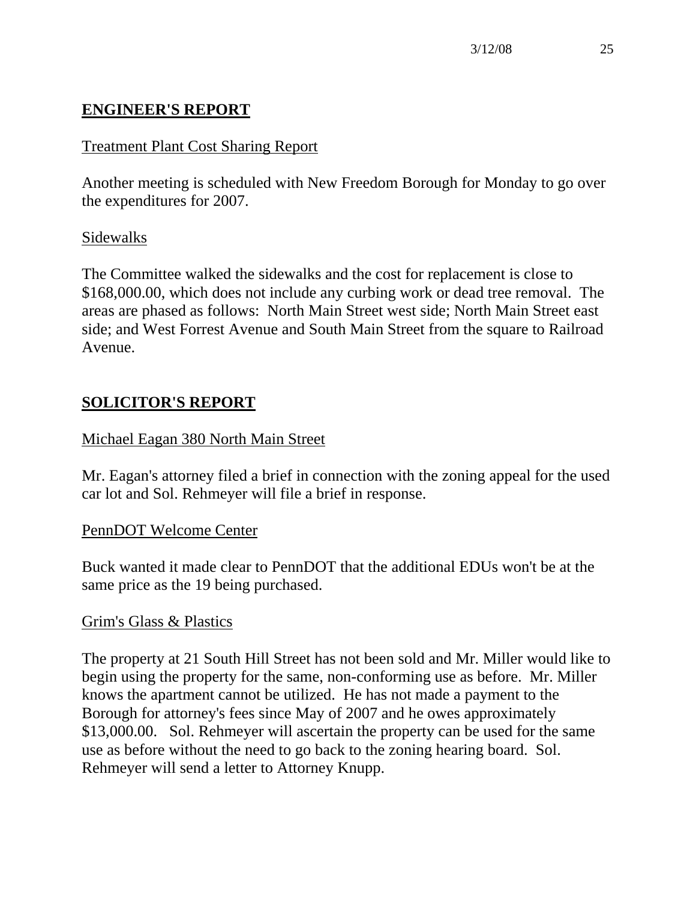## ENGINEER'S REPORT

Treatment Plant Cost Sharing Report

Another meeting is scheduled with New Freedom Borough for Monday to go over the expenditures for 2007.

Sidewalks

The Committee walked the sidewalks and the cost for replacement is close to $168,000.00, which does not include any curbing work or dead tree removal. The areas are phased as follows: North Main Street west side; North Main Street east side; and West Forrest Avenue and South Main Street from the square to Railroad Avenue.

## SOLICITOR'S REPORT

Michael Eagan 380 North Main Street

Mr. Eagan's attorney filed a brief in connection with the zoning appeal for the used car lot and Sol. Rehmeyer will file a brief in response.

PennDOT Welcome Center

Buck wanted it made clear to PennDOT that the additional EDUs won't be at the same price as the 19 being purchased.

Grim's Glass & Plastics

The property at 21 South Hill Street has not been sold and Mr. Miller would like to begin using the property for the same, non-conforming use as before. Mr. Miller knows the apartment cannot be utilized. He has not made a payment to the Borough for attorney's fees since May of 2007 and he owes approximately $13,000.00. Sol. Rehmeyer will ascertain the property can be used for the same use as before without the need to go back to the zoning hearing board. Sol. Rehmeyer will send a letter to Attorney Knupp.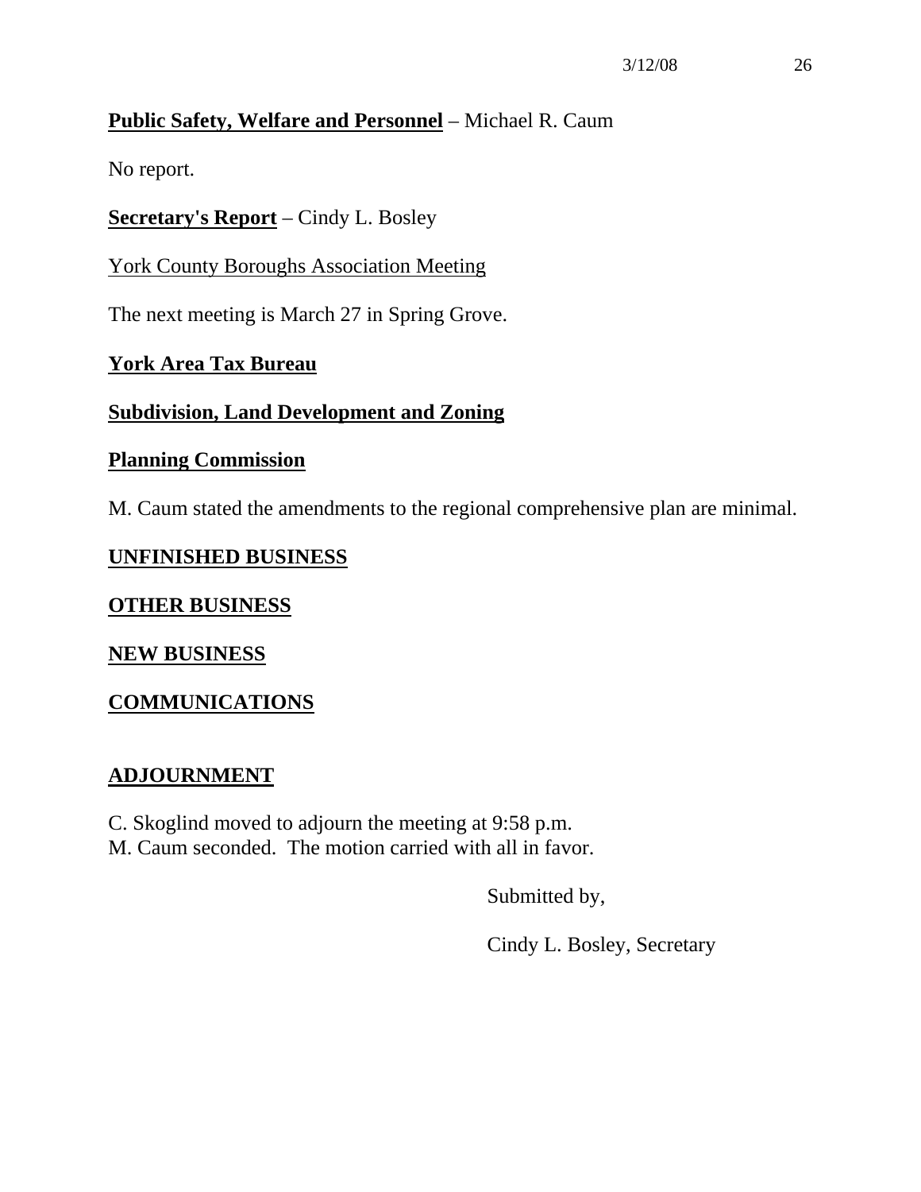**Public Safety, Welfare and Personnel** – Michael R. Caum

No report.

**Secretary's Report** – Cindy L. Bosley

York County Boroughs Association Meeting

The next meeting is March 27 in Spring Grove.

**York Area Tax Bureau**

**Subdivision, Land Development and Zoning**

**Planning Commission**

M. Caum stated the amendments to the regional comprehensive plan are minimal.

**UNFINISHED BUSINESS**

**OTHER BUSINESS**

**NEW BUSINESS**

**COMMUNICATIONS**

**ADJOURNMENT**

C. Skoglind moved to adjourn the meeting at 9:58 p.m.
M. Caum seconded. The motion carried with all in favor.

Submitted by,

Cindy L. Bosley, Secretary